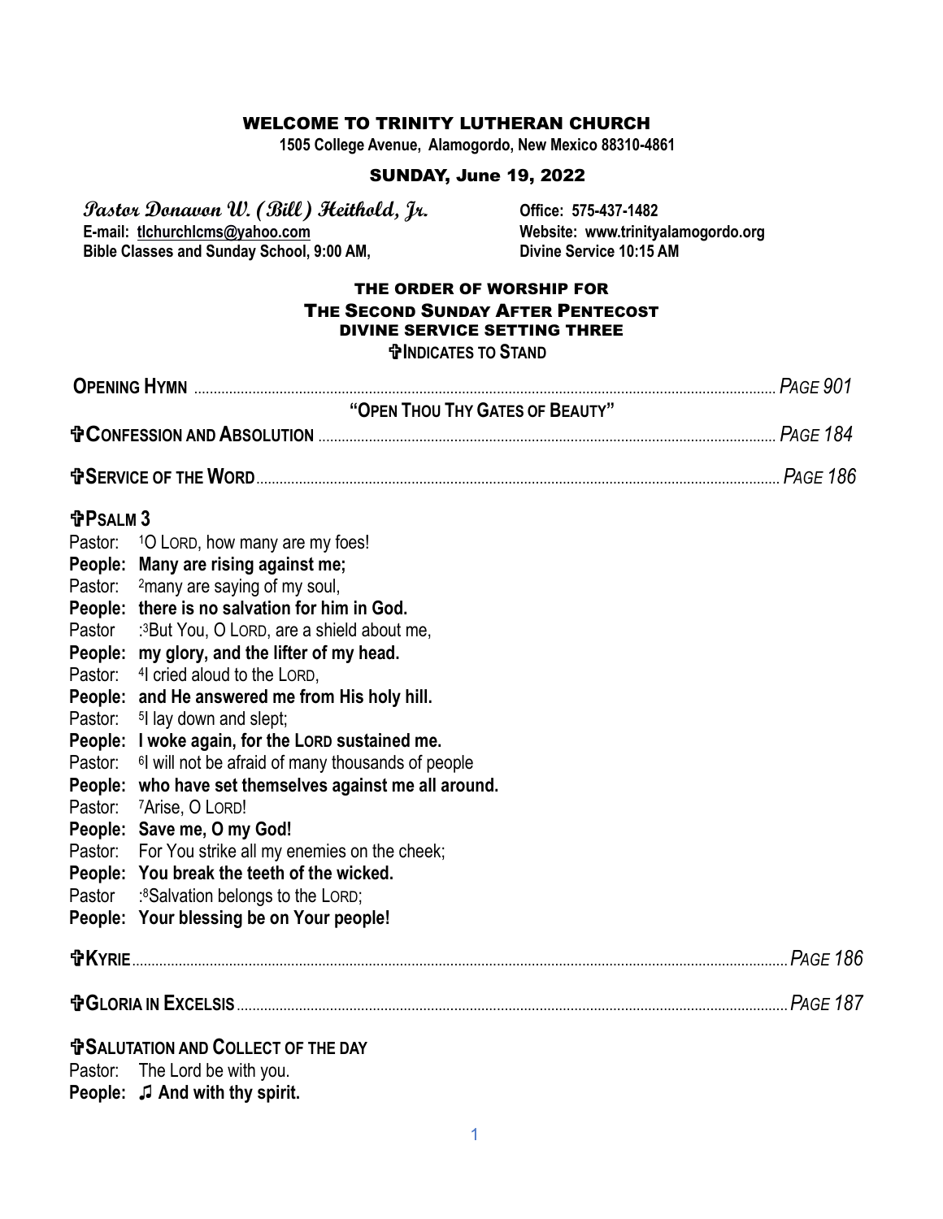# WELCOME TO TRINITY LUTHERAN CHURCH

**1505 College Avenue, Alamogordo, New Mexico 88310-4861**

## SUNDAY, June 19, 2022

**Pastor Donavon W. (Bill) Heithold, Jr.**
**E-mail: tlchurchlcms@yahoo.com**
**Bible Classes and Sunday School, 9:00 AM,**

**Office: 575-437-1482**
**Website: www.trinityalamogordo.org**
**Divine Service 10:15 AM**

## THE ORDER OF WORSHIP FOR
## THE SECOND SUNDAY AFTER PENTECOST
## DIVINE SERVICE SETTING THREE

**✞INDICATES TO STAND**

**OPENING HYMN** ........ *PAGE 901*

**"OPEN THOU THY GATES OF BEAUTY"**

**✞CONFESSION AND ABSOLUTION** ........ *PAGE 184*

**✞SERVICE OF THE WORD** ........ *PAGE 186*

**✞PSALM 3**

Pastor: [1]O LORD, how many are my foes!
**People: Many are rising against me;**
Pastor: [2]many are saying of my soul,
**People: there is no salvation for him in God.**
Pastor: [3]But You, O LORD, are a shield about me,
**People: my glory, and the lifter of my head.**
Pastor: [4]I cried aloud to the LORD,
**People: and He answered me from His holy hill.**
Pastor: [5]I lay down and slept;
**People: I woke again, for the LORD sustained me.**
Pastor: [6]I will not be afraid of many thousands of people
**People: who have set themselves against me all around.**
Pastor: [7]Arise, O LORD!
**People: Save me, O my God!**
Pastor: For You strike all my enemies on the cheek;
**People: You break the teeth of the wicked.**
Pastor: [8]Salvation belongs to the LORD;
**People: Your blessing be on Your people!**

**✞KYRIE** ........ *PAGE 186*

**✞GLORIA IN EXCELSIS** ........ *PAGE 187*

**✞SALUTATION AND COLLECT OF THE DAY**

Pastor: The Lord be with you.
**People: ♫ And with thy spirit.**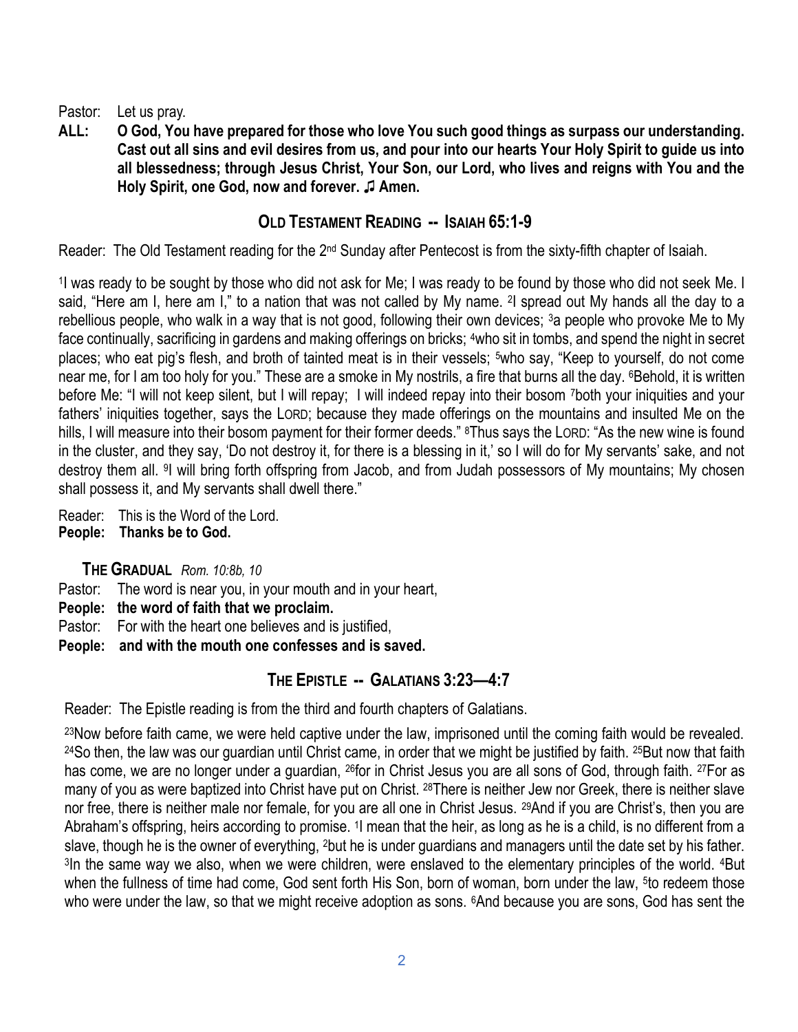Pastor: Let us pray.

**ALL: O God, You have prepared for those who love You such good things as surpass our understanding. Cast out all sins and evil desires from us, and pour into our hearts Your Holy Spirit to guide us into all blessedness; through Jesus Christ, Your Son, our Lord, who lives and reigns with You and the Holy Spirit, one God, now and forever. ♫ Amen.**

## OLD TESTAMENT READING -- ISAIAH 65:1-9

Reader: The Old Testament reading for the 2nd Sunday after Pentecost is from the sixty-fifth chapter of Isaiah.

[1]I was ready to be sought by those who did not ask for Me; I was ready to be found by those who did not seek Me. I said, "Here am I, here am I," to a nation that was not called by My name. [2]I spread out My hands all the day to a rebellious people, who walk in a way that is not good, following their own devices; [3]a people who provoke Me to My face continually, sacrificing in gardens and making offerings on bricks; [4]who sit in tombs, and spend the night in secret places; who eat pig's flesh, and broth of tainted meat is in their vessels; [5]who say, "Keep to yourself, do not come near me, for I am too holy for you." These are a smoke in My nostrils, a fire that burns all the day. [6]Behold, it is written before Me: "I will not keep silent, but I will repay; I will indeed repay into their bosom [7]both your iniquities and your fathers' iniquities together, says the LORD; because they made offerings on the mountains and insulted Me on the hills, I will measure into their bosom payment for their former deeds." [8]Thus says the LORD: "As the new wine is found in the cluster, and they say, 'Do not destroy it, for there is a blessing in it,' so I will do for My servants' sake, and not destroy them all. [9]I will bring forth offspring from Jacob, and from Judah possessors of My mountains; My chosen shall possess it, and My servants shall dwell there."

Reader: This is the Word of the Lord.
**People: Thanks be to God.**

### THE GRADUAL *Rom. 10:8b, 10*

Pastor: The word is near you, in your mouth and in your heart,
**People: the word of faith that we proclaim.**
Pastor: For with the heart one believes and is justified,
**People: and with the mouth one confesses and is saved.**

## THE EPISTLE -- GALATIANS 3:23—4:7

Reader: The Epistle reading is from the third and fourth chapters of Galatians.

[23]Now before faith came, we were held captive under the law, imprisoned until the coming faith would be revealed. [24]So then, the law was our guardian until Christ came, in order that we might be justified by faith. [25]But now that faith has come, we are no longer under a guardian, [26]for in Christ Jesus you are all sons of God, through faith. [27]For as many of you as were baptized into Christ have put on Christ. [28]There is neither Jew nor Greek, there is neither slave nor free, there is neither male nor female, for you are all one in Christ Jesus. [29]And if you are Christ's, then you are Abraham's offspring, heirs according to promise. [1]I mean that the heir, as long as he is a child, is no different from a slave, though he is the owner of everything, [2]but he is under guardians and managers until the date set by his father. [3]In the same way we also, when we were children, were enslaved to the elementary principles of the world. [4]But when the fullness of time had come, God sent forth His Son, born of woman, born under the law, [5]to redeem those who were under the law, so that we might receive adoption as sons. [6]And because you are sons, God has sent the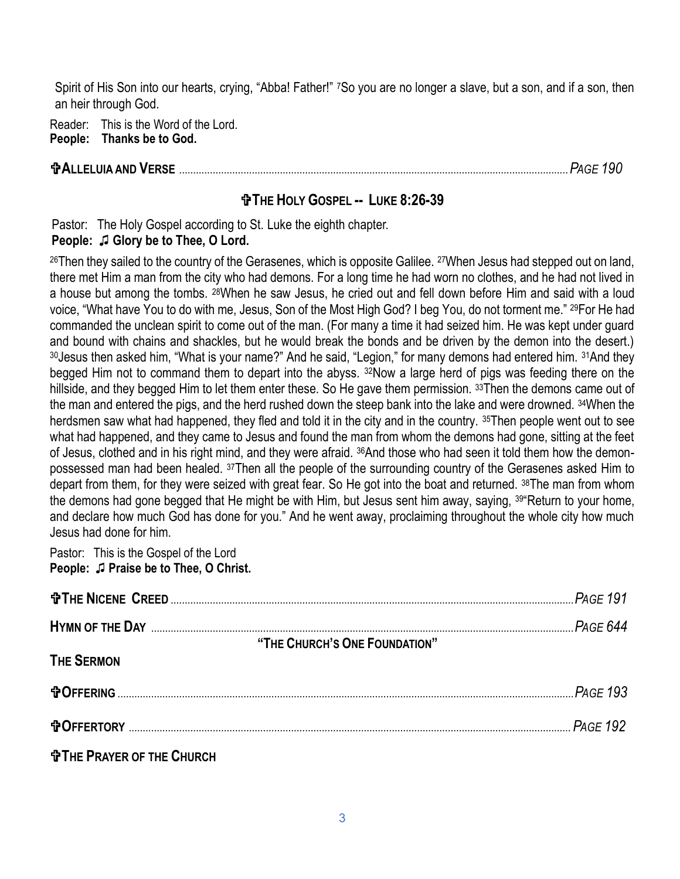Spirit of His Son into our hearts, crying, "Abba! Father!" [7]So you are no longer a slave, but a son, and if a son, then an heir through God.

Reader: This is the Word of the Lord.
**People: Thanks be to God.**

**✞ALLELUIA AND VERSE** ........................................................ *PAGE 190*

## ✞THE HOLY GOSPEL -- LUKE 8:26-39

Pastor: The Holy Gospel according to St. Luke the eighth chapter.
**People: ♫ Glory be to Thee, O Lord.**

[26]Then they sailed to the country of the Gerasenes, which is opposite Galilee. [27]When Jesus had stepped out on land, there met Him a man from the city who had demons. For a long time he had worn no clothes, and he had not lived in a house but among the tombs. [28]When he saw Jesus, he cried out and fell down before Him and said with a loud voice, "What have You to do with me, Jesus, Son of the Most High God? I beg You, do not torment me." [29]For He had commanded the unclean spirit to come out of the man. (For many a time it had seized him. He was kept under guard and bound with chains and shackles, but he would break the bonds and be driven by the demon into the desert.) [30]Jesus then asked him, "What is your name?" And he said, "Legion," for many demons had entered him. [31]And they begged Him not to command them to depart into the abyss. [32]Now a large herd of pigs was feeding there on the hillside, and they begged Him to let them enter these. So He gave them permission. [33]Then the demons came out of the man and entered the pigs, and the herd rushed down the steep bank into the lake and were drowned. [34]When the herdsmen saw what had happened, they fled and told it in the city and in the country. [35]Then people went out to see what had happened, and they came to Jesus and found the man from whom the demons had gone, sitting at the feet of Jesus, clothed and in his right mind, and they were afraid. [36]And those who had seen it told them how the demon-possessed man had been healed. [37]Then all the people of the surrounding country of the Gerasenes asked Him to depart from them, for they were seized with great fear. So He got into the boat and returned. [38]The man from whom the demons had gone begged that He might be with Him, but Jesus sent him away, saying, [39]"Return to your home, and declare how much God has done for you." And he went away, proclaiming throughout the whole city how much Jesus had done for him.

Pastor: This is the Gospel of the Lord
**People: ♫ Praise be to Thee, O Christ.**

**✞THE NICENE CREED** ........................................................ *PAGE 191*

**HYMN OF THE DAY** ........................................................ *PAGE 644*

**"THE CHURCH'S ONE FOUNDATION"**

**THE SERMON**

**✞OFFERING** ........................................................ *PAGE 193*

**✞OFFERTORY** ........................................................ *PAGE 192*

**✞THE PRAYER OF THE CHURCH**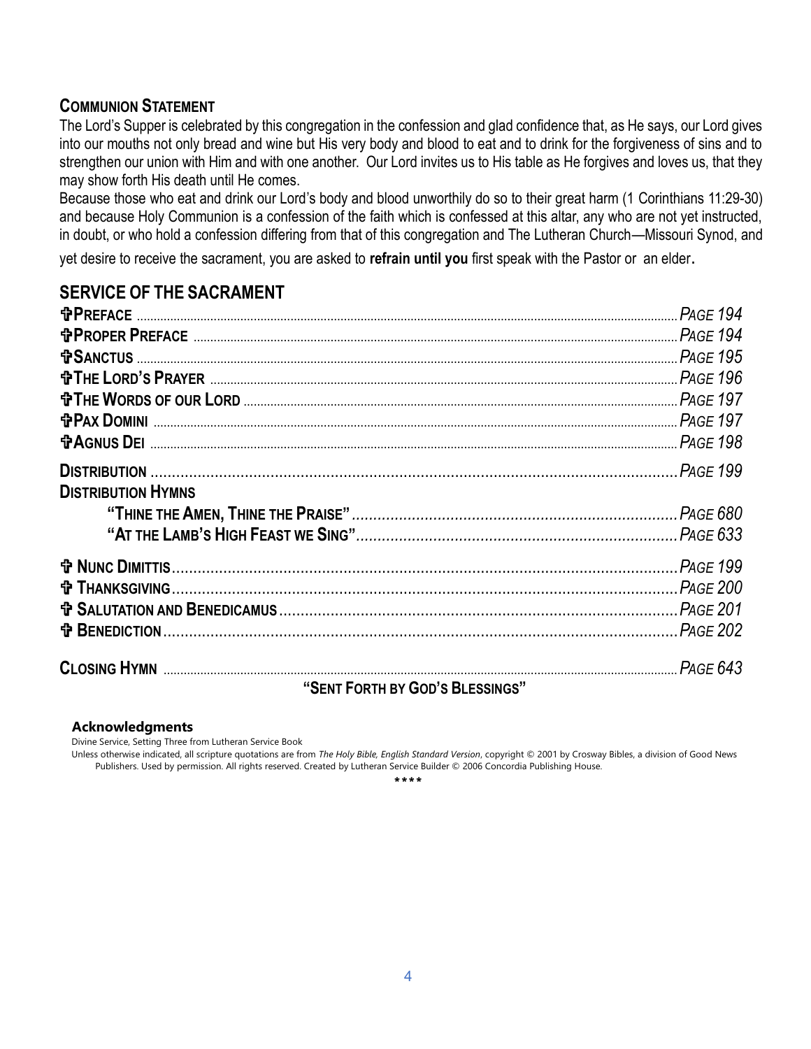### Communion Statement

The Lord's Supper is celebrated by this congregation in the confession and glad confidence that, as He says, our Lord gives into our mouths not only bread and wine but His very body and blood to eat and to drink for the forgiveness of sins and to strengthen our union with Him and with one another. Our Lord invites us to His table as He forgives and loves us, that they may show forth His death until He comes.

Because those who eat and drink our Lord's body and blood unworthily do so to their great harm (1 Corinthians 11:29-30) and because Holy Communion is a confession of the faith which is confessed at this altar, any who are not yet instructed, in doubt, or who hold a confession differing from that of this congregation and The Lutheran Church—Missouri Synod, and yet desire to receive the sacrament, you are asked to **refrain until you** first speak with the Pastor or an elder**.**

## SERVICE OF THE SACRAMENT

**✠Preface** ........ *Page 194*

**✠Proper Preface** ........ *Page 194*

**✠Sanctus** ........ *Page 195*

**✠The Lord's Prayer** ........ *Page 196*

**✠The Words of our Lord** ........ *Page 197*

**✠Pax Domini** ........ *Page 197*

**✠Agnus Dei** ........ *Page 198*

**Distribution** ........ *Page 199*

**Distribution Hymns**

**"Thine the Amen, Thine the Praise"** ........ *Page 680*

**"At the Lamb's High Feast we Sing"** ........ *Page 633*

**✠ Nunc Dimittis** ........ *Page 199*

**✠ Thanksgiving** ........ *Page 200*

**✠ Salutation and Benedicamus** ........ *Page 201*

**✠ Benediction** ........ *Page 202*

**Closing Hymn** ........ *Page 643*

**"Sent Forth by God's Blessings"**

**Acknowledgments**

Divine Service, Setting Three from Lutheran Service Book

Unless otherwise indicated, all scripture quotations are from *The Holy Bible, English Standard Version*, copyright © 2001 by Crosway Bibles, a division of Good News Publishers. Used by permission. All rights reserved. Created by Lutheran Service Builder © 2006 Concordia Publishing House.

\*\*\*\*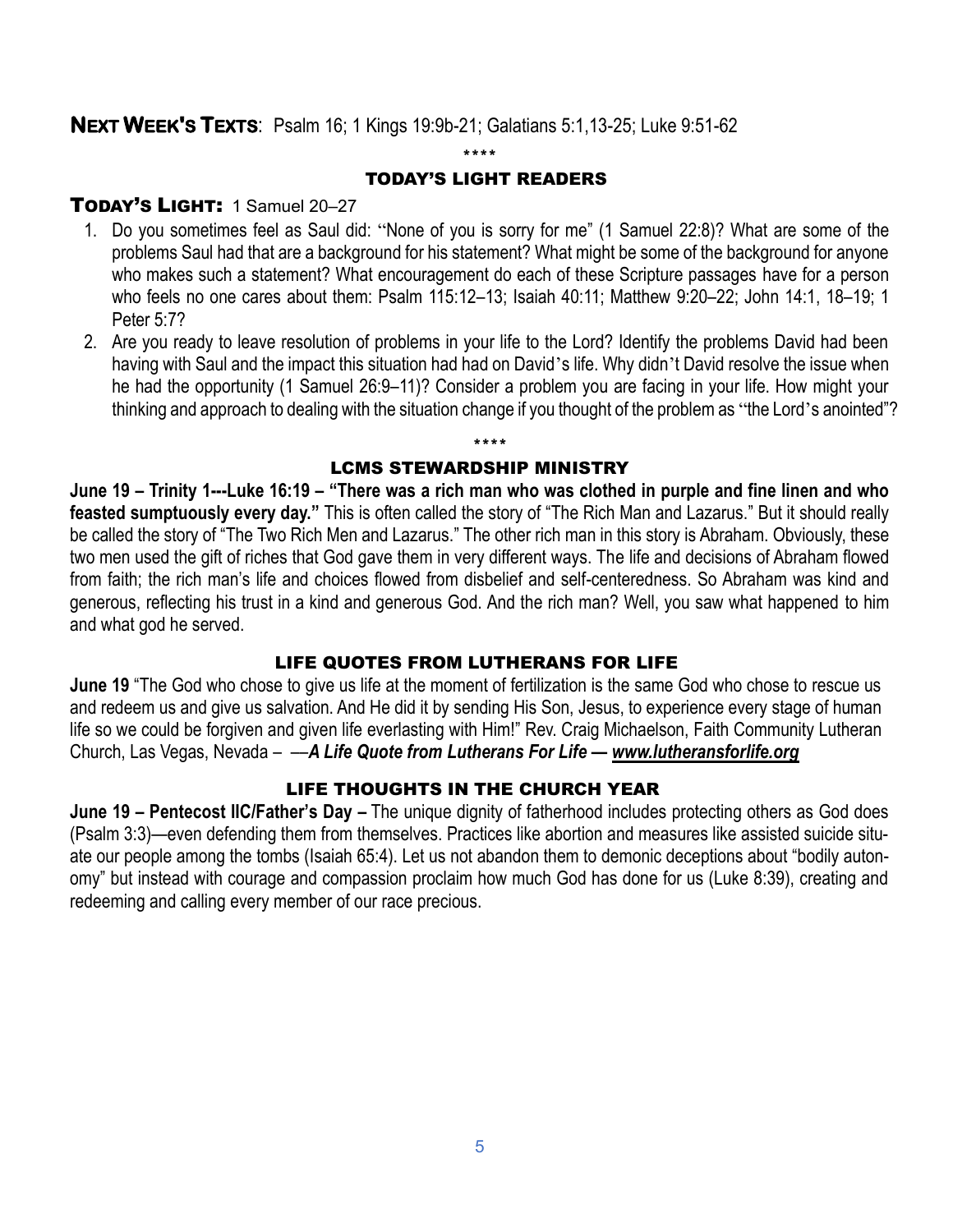**NEXT WEEK'S TEXTS**: Psalm 16; 1 Kings 19:9b-21; Galatians 5:1,13-25; Luke 9:51-62

\*\*\*\*

## TODAY'S LIGHT READERS

### TODAY'S LIGHT: 1 Samuel 20–27

1. Do you sometimes feel as Saul did: "None of you is sorry for me" (1 Samuel 22:8)? What are some of the problems Saul had that are a background for his statement? What might be some of the background for anyone who makes such a statement? What encouragement do each of these Scripture passages have for a person who feels no one cares about them: Psalm 115:12–13; Isaiah 40:11; Matthew 9:20–22; John 14:1, 18–19; 1 Peter 5:7?
2. Are you ready to leave resolution of problems in your life to the Lord? Identify the problems David had been having with Saul and the impact this situation had had on David's life. Why didn't David resolve the issue when he had the opportunity (1 Samuel 26:9–11)? Consider a problem you are facing in your life. How might your thinking and approach to dealing with the situation change if you thought of the problem as "the Lord's anointed"?

\*\*\*\*

## LCMS STEWARDSHIP MINISTRY

**June 19 – Trinity 1---Luke 16:19 – "There was a rich man who was clothed in purple and fine linen and who feasted sumptuously every day."** This is often called the story of "The Rich Man and Lazarus." But it should really be called the story of "The Two Rich Men and Lazarus." The other rich man in this story is Abraham. Obviously, these two men used the gift of riches that God gave them in very different ways. The life and decisions of Abraham flowed from faith; the rich man's life and choices flowed from disbelief and self-centeredness. So Abraham was kind and generous, reflecting his trust in a kind and generous God. And the rich man? Well, you saw what happened to him and what god he served.

## LIFE QUOTES FROM LUTHERANS FOR LIFE

**June 19** "The God who chose to give us life at the moment of fertilization is the same God who chose to rescue us and redeem us and give us salvation. And He did it by sending His Son, Jesus, to experience every stage of human life so we could be forgiven and given life everlasting with Him!" Rev. Craig Michaelson, Faith Community Lutheran Church, Las Vegas, Nevada – —***A Life Quote from Lutherans For Life — www.lutheransforlife.org***

## LIFE THOUGHTS IN THE CHURCH YEAR

**June 19 – Pentecost IIC/Father's Day –** The unique dignity of fatherhood includes protecting others as God does (Psalm 3:3)—even defending them from themselves. Practices like abortion and measures like assisted suicide situate our people among the tombs (Isaiah 65:4). Let us not abandon them to demonic deceptions about "bodily autonomy" but instead with courage and compassion proclaim how much God has done for us (Luke 8:39), creating and redeeming and calling every member of our race precious.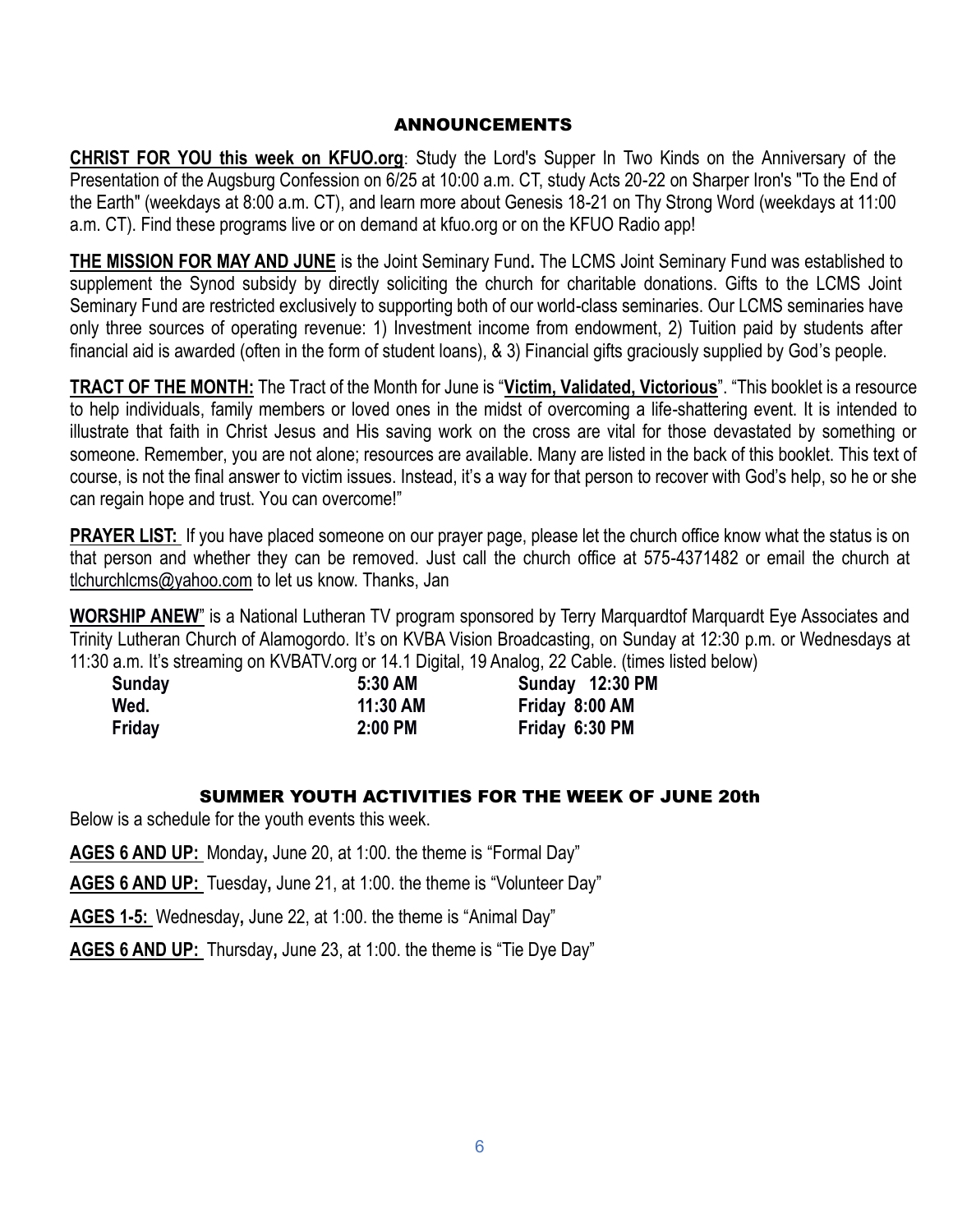## ANNOUNCEMENTS

**CHRIST FOR YOU this week on KFUO.org**: Study the Lord's Supper In Two Kinds on the Anniversary of the Presentation of the Augsburg Confession on 6/25 at 10:00 a.m. CT, study Acts 20-22 on Sharper Iron's "To the End of the Earth" (weekdays at 8:00 a.m. CT), and learn more about Genesis 18-21 on Thy Strong Word (weekdays at 11:00 a.m. CT). Find these programs live or on demand at kfuo.org or on the KFUO Radio app!

**THE MISSION FOR MAY AND JUNE** is the Joint Seminary Fund**.** The LCMS Joint Seminary Fund was established to supplement the Synod subsidy by directly soliciting the church for charitable donations. Gifts to the LCMS Joint Seminary Fund are restricted exclusively to supporting both of our world-class seminaries. Our LCMS seminaries have only three sources of operating revenue: 1) Investment income from endowment, 2) Tuition paid by students after financial aid is awarded (often in the form of student loans), & 3) Financial gifts graciously supplied by God's people.

**TRACT OF THE MONTH:** The Tract of the Month for June is "**Victim, Validated, Victorious**". "This booklet is a resource to help individuals, family members or loved ones in the midst of overcoming a life-shattering event. It is intended to illustrate that faith in Christ Jesus and His saving work on the cross are vital for those devastated by something or someone. Remember, you are not alone; resources are available. Many are listed in the back of this booklet. This text of course, is not the final answer to victim issues. Instead, it's a way for that person to recover with God's help, so he or she can regain hope and trust. You can overcome!"

**PRAYER LIST:** If you have placed someone on our prayer page, please let the church office know what the status is on that person and whether they can be removed. Just call the church office at 575-4371482 or email the church at tlchurchlcms@yahoo.com to let us know. Thanks, Jan

**WORSHIP ANEW**" is a National Lutheran TV program sponsored by Terry Marquardtof Marquardt Eye Associates and Trinity Lutheran Church of Alamogordo. It's on KVBA Vision Broadcasting, on Sunday at 12:30 p.m. or Wednesdays at 11:30 a.m. It's streaming on KVBATV.org or 14.1 Digital, 19 Analog, 22 Cable. (times listed below)

| | | |
|---|---|---|
| **Sunday** | **5:30 AM** | **Sunday 12:30 PM** |
| **Wed.** | **11:30 AM** | **Friday 8:00 AM** |
| **Friday** | **2:00 PM** | **Friday 6:30 PM** |

## SUMMER YOUTH ACTIVITIES FOR THE WEEK OF JUNE 20th

Below is a schedule for the youth events this week.

**AGES 6 AND UP:** Monday**,** June 20, at 1:00. the theme is "Formal Day"

**AGES 6 AND UP:** Tuesday**,** June 21, at 1:00. the theme is "Volunteer Day"

**AGES 1-5:** Wednesday**,** June 22, at 1:00. the theme is "Animal Day"

**AGES 6 AND UP:** Thursday**,** June 23, at 1:00. the theme is "Tie Dye Day"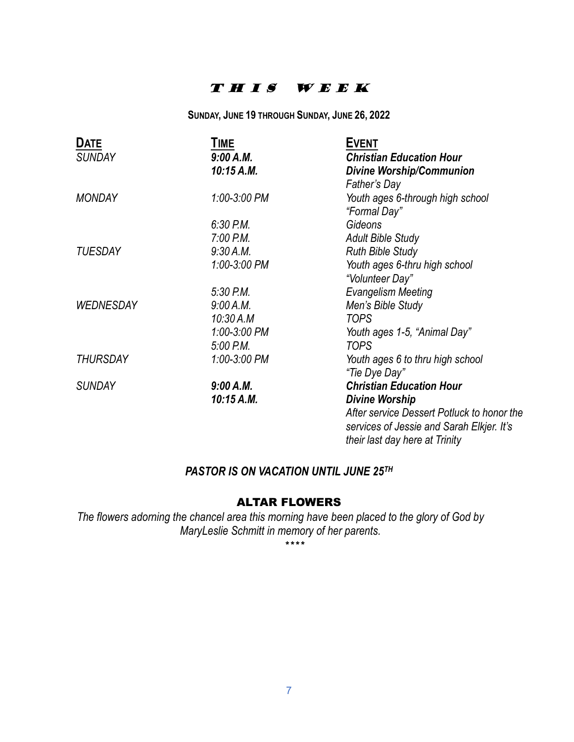# THIS WEEK

**SUNDAY, JUNE 19 THROUGH SUNDAY, JUNE 26, 2022**

| DATE | TIME | EVENT |
|---|---|---|
| *SUNDAY* | ***9:00 A.M.*** | ***Christian Education Hour*** |
| | ***10:15 A.M.*** | ***Divine Worship/Communion*** *Father's Day* |
| *MONDAY* | *1:00-3:00 PM* | *Youth ages 6-through high school "Formal Day"* |
| | *6:30 P.M.* | *Gideons* |
| | *7:00 P.M.* | *Adult Bible Study* |
| *TUESDAY* | *9:30 A.M.* | *Ruth Bible Study* |
| | *1:00-3:00 PM* | *Youth ages 6-thru high school "Volunteer Day"* |
| | *5:30 P.M.* | *Evangelism Meeting* |
| *WEDNESDAY* | *9:00 A.M.* | *Men's Bible Study* |
| | *10:30 A.M* | *TOPS* |
| | *1:00-3:00 PM* | *Youth ages 1-5, "Animal Day"* |
| | *5:00 P.M.* | *TOPS* |
| *THURSDAY* | *1:00-3:00 PM* | *Youth ages 6 to thru high school "Tie Dye Day"* |
| *SUNDAY* | ***9:00 A.M.*** | ***Christian Education Hour*** |
| | ***10:15 A.M.*** | ***Divine Worship*** *After service Dessert Potluck to honor the services of Jessie and Sarah Elkjer. It's their last day here at Trinity* |

***PASTOR IS ON VACATION UNTIL JUNE 25TH***

## ALTAR FLOWERS

*The flowers adorning the chancel area this morning have been placed to the glory of God by MaryLeslie Schmitt in memory of her parents.*

\*\*\*\*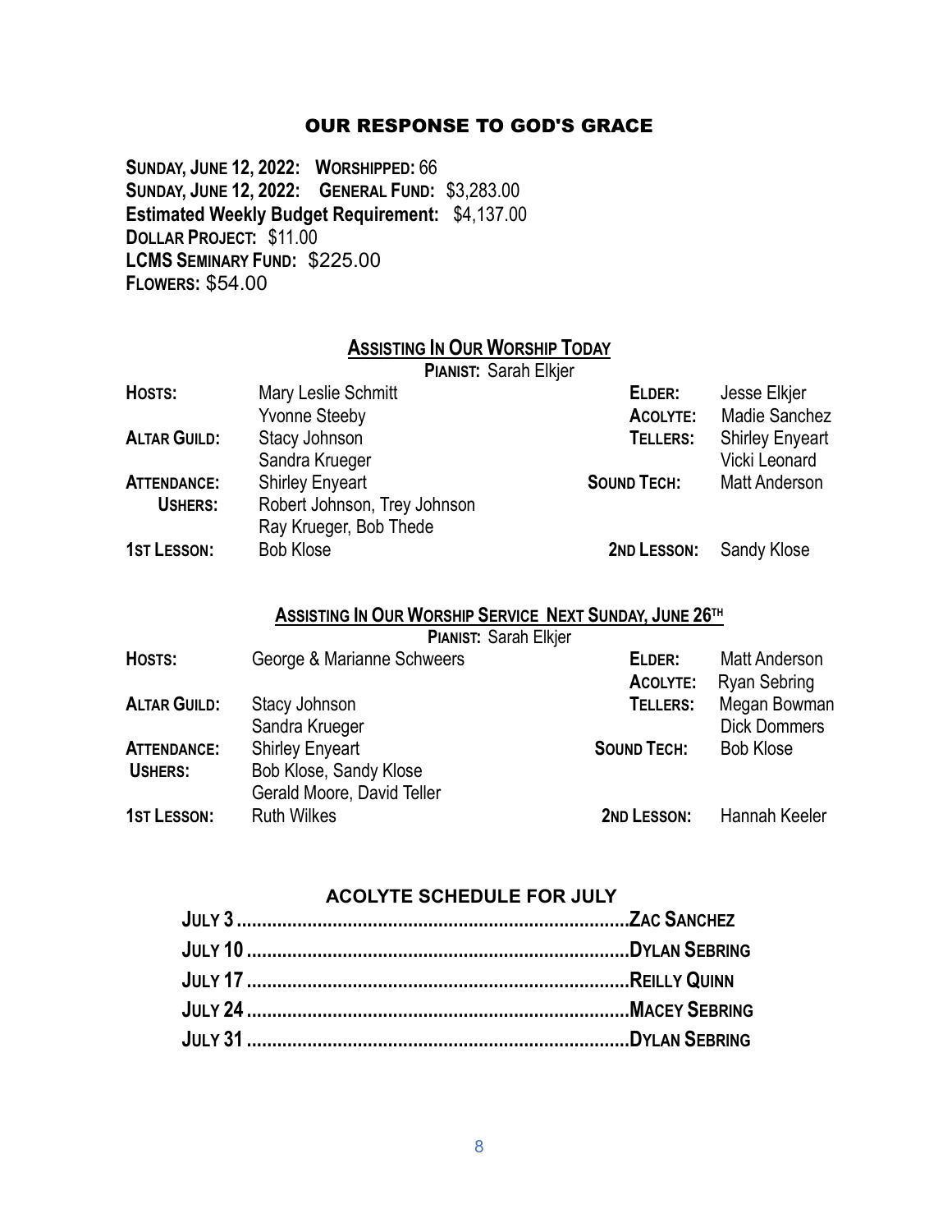## OUR RESPONSE TO GOD'S GRACE

**Sunday, June 12, 2022: Worshipped:** 66
**Sunday, June 12, 2022: General Fund:** $3,283.00
**Estimated Weekly Budget Requirement:** $4,137.00
**Dollar Project:** $11.00
**LCMS Seminary Fund:** $225.00
**Flowers:** $54.00

### Assisting In Our Worship Today

**Pianist:** Sarah Elkjer

| | | | |
|---|---|---|---|
| **Hosts:** | Mary Leslie Schmitt | **Elder:** | Jesse Elkjer |
| | Yvonne Steeby | **Acolyte:** | Madie Sanchez |
| **Altar Guild:** | Stacy Johnson | **Tellers:** | Shirley Enyeart |
| | Sandra Krueger | | Vicki Leonard |
| **Attendance:** | Shirley Enyeart | **Sound Tech:** | Matt Anderson |
| **Ushers:** | Robert Johnson, Trey Johnson | | |
| | Ray Krueger, Bob Thede | | |
| **1st Lesson:** | Bob Klose | **2nd Lesson:** | Sandy Klose |

### Assisting In Our Worship Service Next Sunday, June 26th

**Pianist:** Sarah Elkjer

| | | | |
|---|---|---|---|
| **Hosts:** | George & Marianne Schweers | **Elder:** | Matt Anderson |
| | | **Acolyte:** | Ryan Sebring |
| **Altar Guild:** | Stacy Johnson | **Tellers:** | Megan Bowman |
| | Sandra Krueger | | Dick Dommers |
| **Attendance:** | Shirley Enyeart | **Sound Tech:** | Bob Klose |
| **Ushers:** | Bob Klose, Sandy Klose | | |
| | Gerald Moore, David Teller | | |
| **1st Lesson:** | Ruth Wilkes | **2nd Lesson:** | Hannah Keeler |

### ACOLYTE SCHEDULE FOR JULY

**July 3 ........................................ Zac Sanchez**
**July 10 ........................................ Dylan Sebring**
**July 17 ........................................ Reilly Quinn**
**July 24 ........................................ Macey Sebring**
**July 31 ........................................ Dylan Sebring**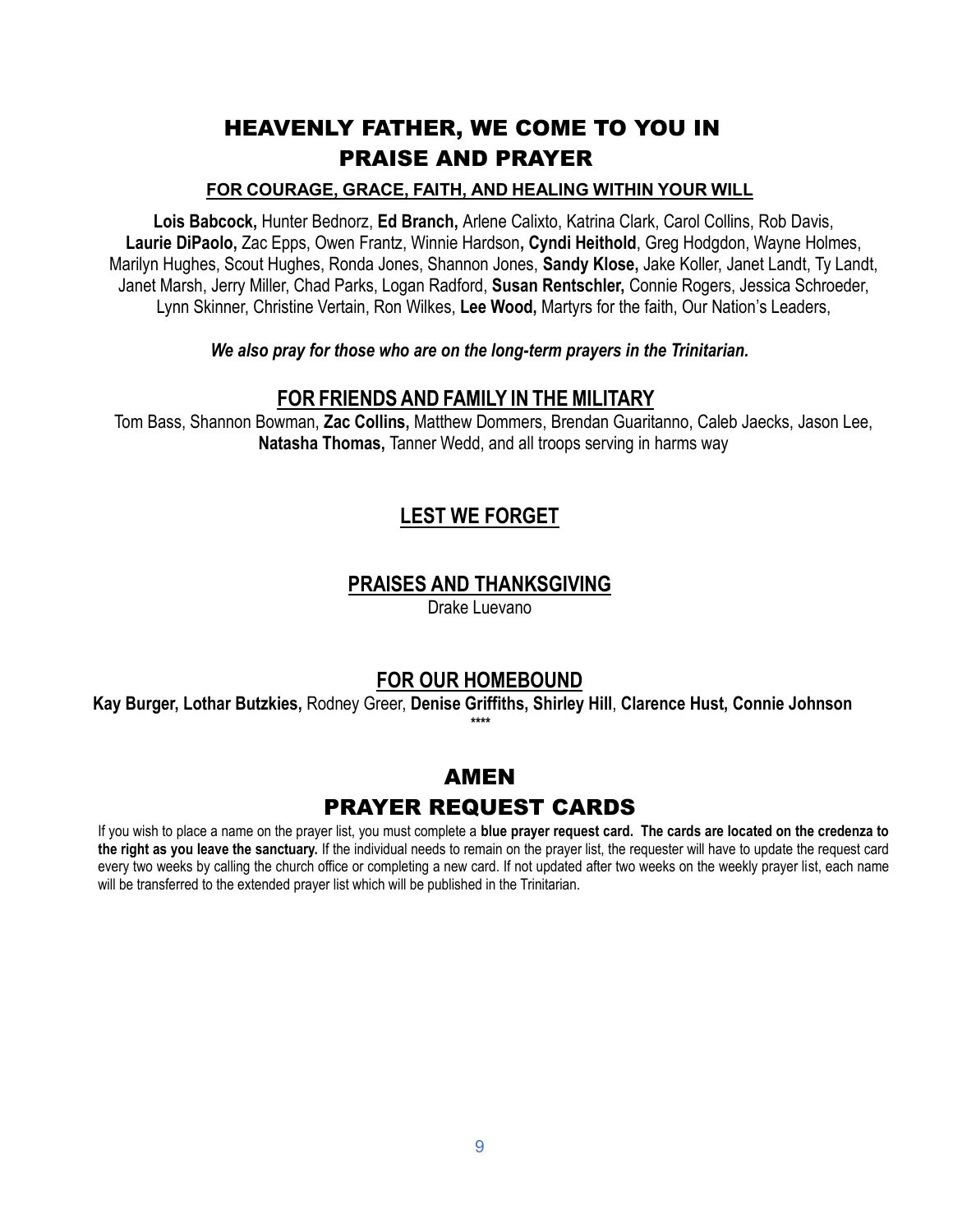# HEAVENLY FATHER, WE COME TO YOU IN PRAISE AND PRAYER

## FOR COURAGE, GRACE, FAITH, AND HEALING WITHIN YOUR WILL

**Lois Babcock,** Hunter Bednorz, **Ed Branch,** Arlene Calixto, Katrina Clark, Carol Collins, Rob Davis, **Laurie DiPaolo,** Zac Epps, Owen Frantz, Winnie Hardson**, Cyndi Heithold**, Greg Hodgdon, Wayne Holmes, Marilyn Hughes, Scout Hughes, Ronda Jones, Shannon Jones, **Sandy Klose,** Jake Koller, Janet Landt, Ty Landt, Janet Marsh, Jerry Miller, Chad Parks, Logan Radford, **Susan Rentschler,** Connie Rogers, Jessica Schroeder, Lynn Skinner, Christine Vertain, Ron Wilkes, **Lee Wood,** Martyrs for the faith, Our Nation's Leaders,

***We also pray for those who are on the long-term prayers in the Trinitarian.***

## FOR FRIENDS AND FAMILY IN THE MILITARY

Tom Bass, Shannon Bowman, **Zac Collins,** Matthew Dommers, Brendan Guaritanno, Caleb Jaecks, Jason Lee, **Natasha Thomas,** Tanner Wedd, and all troops serving in harms way

## LEST WE FORGET

## PRAISES AND THANKSGIVING

Drake Luevano

## FOR OUR HOMEBOUND

**Kay Burger, Lothar Butzkies,** Rodney Greer, **Denise Griffiths, Shirley Hill**, **Clarence Hust, Connie Johnson**

****

# AMEN

# PRAYER REQUEST CARDS

If you wish to place a name on the prayer list, you must complete a **blue prayer request card. The cards are located on the credenza to the right as you leave the sanctuary.** If the individual needs to remain on the prayer list, the requester will have to update the request card every two weeks by calling the church office or completing a new card. If not updated after two weeks on the weekly prayer list, each name will be transferred to the extended prayer list which will be published in the Trinitarian.